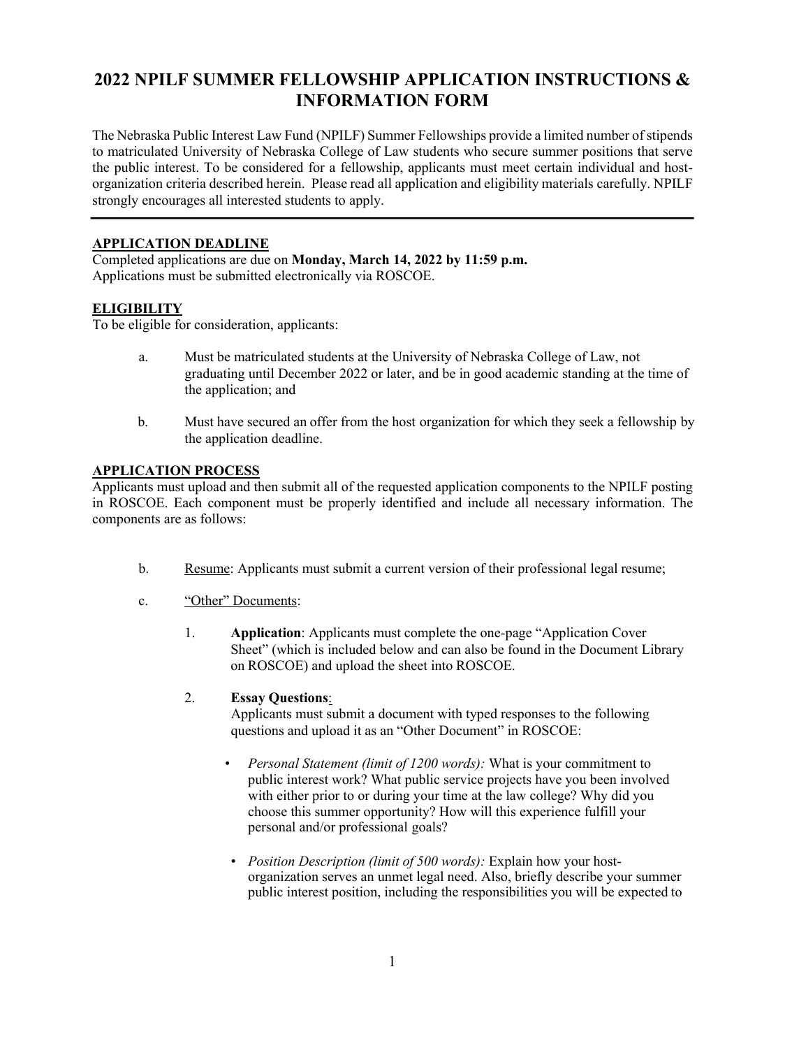# 2022 NPILF SUMMER FELLOWSHIP APPLICATION INSTRUCTIONS & INFORMATION FORM

The Nebraska Public Interest Law Fund (NPILF) Summer Fellowships provide a limited number of stipends to matriculated University of Nebraska College of Law students who secure summer positions that serve the public interest. To be considered for a fellowship, applicants must meet certain individual and host-organization criteria described herein. Please read all application and eligibility materials carefully. NPILF strongly encourages all interested students to apply.

---

## APPLICATION DEADLINE

Completed applications are due on **Monday, March 14, 2022 by 11:59 p.m.**
Applications must be submitted electronically via ROSCOE.

## ELIGIBILITY

To be eligible for consideration, applicants:

a. Must be matriculated students at the University of Nebraska College of Law, not graduating until December 2022 or later, and be in good academic standing at the time of the application; and

b. Must have secured an offer from the host organization for which they seek a fellowship by the application deadline.

## APPLICATION PROCESS

Applicants must upload and then submit all of the requested application components to the NPILF posting in ROSCOE. Each component must be properly identified and include all necessary information. The components are as follows:

b. Resume: Applicants must submit a current version of their professional legal resume;

c. "Other" Documents:

1. **Application**: Applicants must complete the one-page "Application Cover Sheet" (which is included below and can also be found in the Document Library on ROSCOE) and upload the sheet into ROSCOE.

2. **Essay Questions**:
   Applicants must submit a document with typed responses to the following questions and upload it as an "Other Document" in ROSCOE:

   - *Personal Statement (limit of 1200 words):* What is your commitment to public interest work? What public service projects have you been involved with either prior to or during your time at the law college? Why did you choose this summer opportunity? How will this experience fulfill your personal and/or professional goals?

   - *Position Description (limit of 500 words):* Explain how your host-organization serves an unmet legal need. Also, briefly describe your summer public interest position, including the responsibilities you will be expected to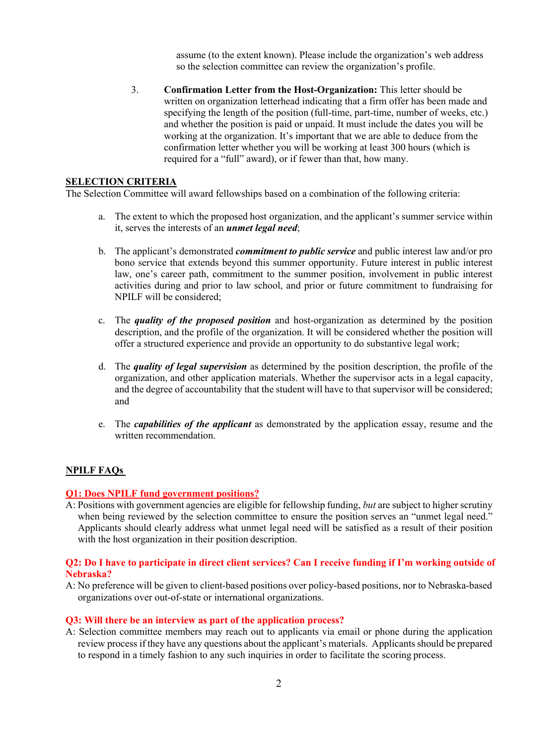assume (to the extent known). Please include the organization's web address so the selection committee can review the organization's profile.

3. **Confirmation Letter from the Host-Organization:** This letter should be written on organization letterhead indicating that a firm offer has been made and specifying the length of the position (full-time, part-time, number of weeks, etc.) and whether the position is paid or unpaid. It must include the dates you will be working at the organization. It's important that we are able to deduce from the confirmation letter whether you will be working at least 300 hours (which is required for a "full" award), or if fewer than that, how many.

## SELECTION CRITERIA

The Selection Committee will award fellowships based on a combination of the following criteria:

a. The extent to which the proposed host organization, and the applicant's summer service within it, serves the interests of an ***unmet legal need***;

b. The applicant's demonstrated ***commitment to public service*** and public interest law and/or pro bono service that extends beyond this summer opportunity. Future interest in public interest law, one's career path, commitment to the summer position, involvement in public interest activities during and prior to law school, and prior or future commitment to fundraising for NPILF will be considered;

c. The ***quality of the proposed position*** and host-organization as determined by the position description, and the profile of the organization. It will be considered whether the position will offer a structured experience and provide an opportunity to do substantive legal work;

d. The ***quality of legal supervision*** as determined by the position description, the profile of the organization, and other application materials. Whether the supervisor acts in a legal capacity, and the degree of accountability that the student will have to that supervisor will be considered; and

e. The ***capabilities of the applicant*** as demonstrated by the application essay, resume and the written recommendation.

## NPILF FAQs

**Q1: Does NPILF fund government positions?**

A: Positions with government agencies are eligible for fellowship funding, *but* are subject to higher scrutiny when being reviewed by the selection committee to ensure the position serves an "unmet legal need." Applicants should clearly address what unmet legal need will be satisfied as a result of their position with the host organization in their position description.

**Q2: Do I have to participate in direct client services? Can I receive funding if I'm working outside of Nebraska?**

A: No preference will be given to client-based positions over policy-based positions, nor to Nebraska-based organizations over out-of-state or international organizations.

**Q3: Will there be an interview as part of the application process?**

A: Selection committee members may reach out to applicants via email or phone during the application review process if they have any questions about the applicant's materials. Applicants should be prepared to respond in a timely fashion to any such inquiries in order to facilitate the scoring process.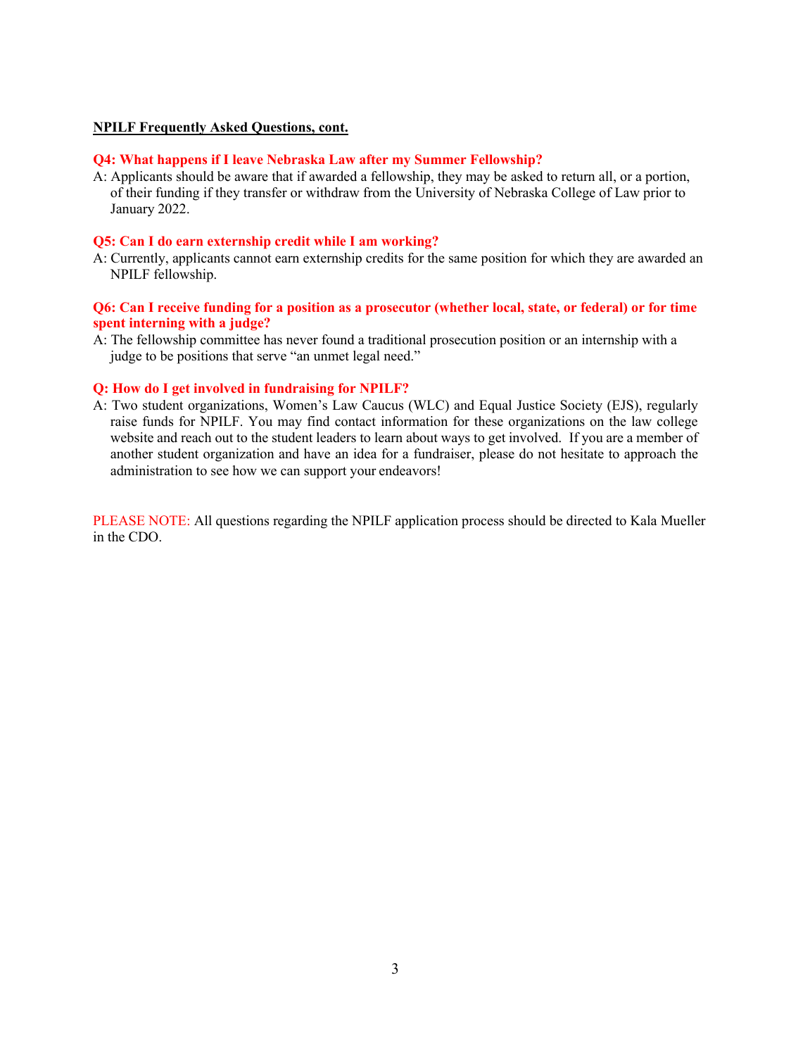**NPILF Frequently Asked Questions, cont.**

**Q4: What happens if I leave Nebraska Law after my Summer Fellowship?**

A: Applicants should be aware that if awarded a fellowship, they may be asked to return all, or a portion, of their funding if they transfer or withdraw from the University of Nebraska College of Law prior to January 2022.

**Q5: Can I do earn externship credit while I am working?**

A: Currently, applicants cannot earn externship credits for the same position for which they are awarded an NPILF fellowship.

**Q6: Can I receive funding for a position as a prosecutor (whether local, state, or federal) or for time spent interning with a judge?**

A: The fellowship committee has never found a traditional prosecution position or an internship with a judge to be positions that serve "an unmet legal need."

**Q: How do I get involved in fundraising for NPILF?**

A: Two student organizations, Women's Law Caucus (WLC) and Equal Justice Society (EJS), regularly raise funds for NPILF. You may find contact information for these organizations on the law college website and reach out to the student leaders to learn about ways to get involved. If you are a member of another student organization and have an idea for a fundraiser, please do not hesitate to approach the administration to see how we can support your endeavors!

PLEASE NOTE: All questions regarding the NPILF application process should be directed to Kala Mueller in the CDO.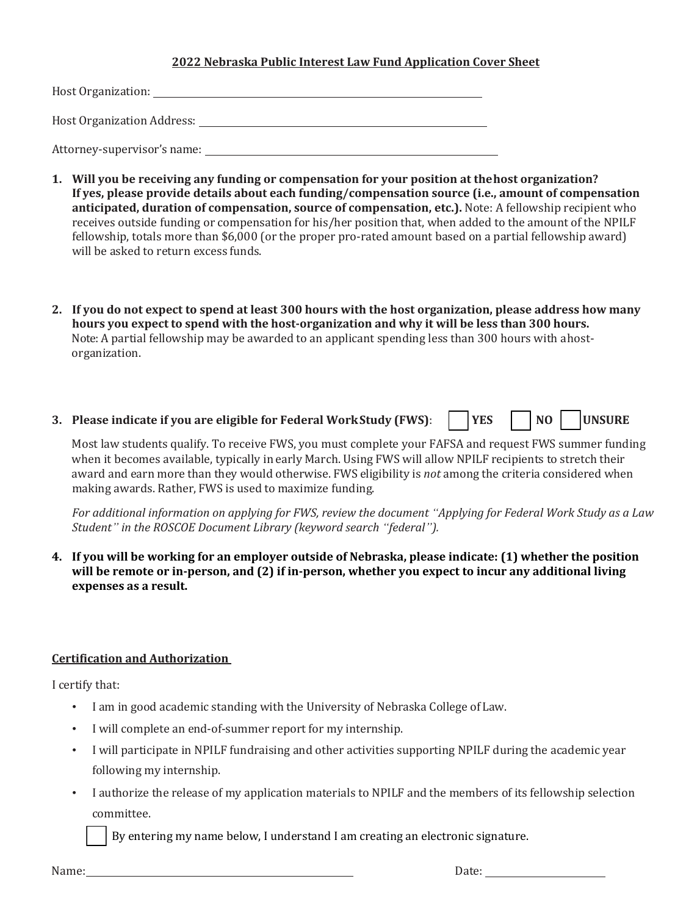## 2022 Nebraska Public Interest Law Fund Application Cover Sheet

Host Organization: ______________________________

Host Organization Address: ______________________________

Attorney-supervisor's name: ______________________________

1. **Will you be receiving any funding or compensation for your position at the host organization? If yes, please provide details about each funding/compensation source (i.e., amount of compensation anticipated, duration of compensation, source of compensation, etc.).** Note: A fellowship recipient who receives outside funding or compensation for his/her position that, when added to the amount of the NPILF fellowship, totals more than $6,000 (or the proper pro-rated amount based on a partial fellowship award) will be asked to return excess funds.

2. **If you do not expect to spend at least 300 hours with the host organization, please address how many hours you expect to spend with the host-organization and why it will be less than 300 hours.** Note: A partial fellowship may be awarded to an applicant spending less than 300 hours with a host-organization.

3. **Please indicate if you are eligible for Federal Work Study (FWS)**: ☐ **YES** ☐ **NO** ☐ **UNSURE**

   Most law students qualify. To receive FWS, you must complete your FAFSA and request FWS summer funding when it becomes available, typically in early March. Using FWS will allow NPILF recipients to stretch their award and earn more than they would otherwise. FWS eligibility is *not* among the criteria considered when making awards. Rather, FWS is used to maximize funding.

   *For additional information on applying for FWS, review the document "Applying for Federal Work Study as a Law Student" in the ROSCOE Document Library (keyword search "federal").*

4. **If you will be working for an employer outside of Nebraska, please indicate: (1) whether the position will be remote or in-person, and (2) if in-person, whether you expect to incur any additional living expenses as a result.**

**Certification and Authorization**

I certify that:

- I am in good academic standing with the University of Nebraska College of Law.
- I will complete an end-of-summer report for my internship.
- I will participate in NPILF fundraising and other activities supporting NPILF during the academic year following my internship.
- I authorize the release of my application materials to NPILF and the members of its fellowship selection committee.

☐ By entering my name below, I understand I am creating an electronic signature.

Name: ______________________________ Date: ______________